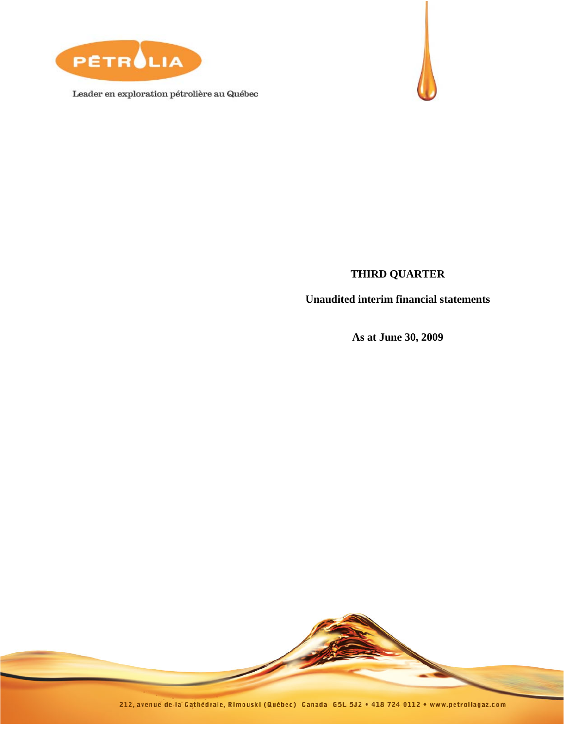PÉTROLIA

Leader en exploration pétrolière au Québec

**THIRD QUARTER**

**Unaudited interim financial statements**

**As at June 30, 2009**

212, avenue de la Cathédrale, Rimouski (Québec) Canada G5L 5J2 • 418 724 0112 • www.petroliagaz.com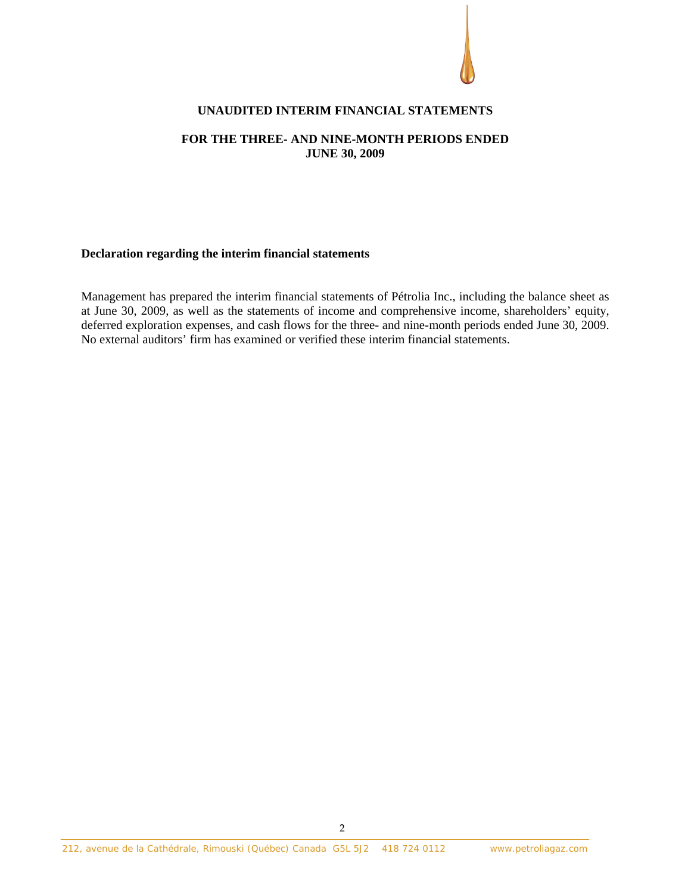# UNAUDITED INTERIM FINANCIAL STATEMENTS

## FOR THE THREE- AND NINE-MONTH PERIODS ENDED JUNE 30, 2009

### Declaration regarding the interim financial statements

Management has prepared the interim financial statements of Pétrolia Inc., including the balance sheet as at June 30, 2009, as well as the statements of income and comprehensive income, shareholders' equity, deferred exploration expenses, and cash flows for the three- and nine-month periods ended June 30, 2009. No external auditors' firm has examined or verified these interim financial statements.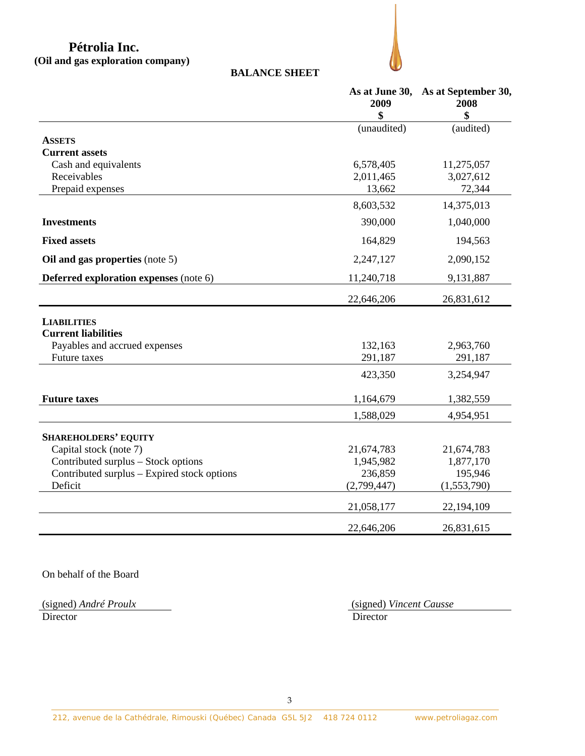# Pétrolia Inc.

**(Oil and gas exploration company)**

## BALANCE SHEET

| | As at June 30, 2009 $ | As at September 30, 2008 $ |
|---|---|---|
| | (unaudited) | (audited) |
| **ASSETS** | | |
| **Current assets** | | |
| Cash and equivalents | 6,578,405 | 11,275,057 |
| Receivables | 2,011,465 | 3,027,612 |
| Prepaid expenses | 13,662 | 72,344 |
| | 8,603,532 | 14,375,013 |
| **Investments** | 390,000 | 1,040,000 |
| **Fixed assets** | 164,829 | 194,563 |
| **Oil and gas properties** (note 5) | 2,247,127 | 2,090,152 |
| **Deferred exploration expenses** (note 6) | 11,240,718 | 9,131,887 |
| | 22,646,206 | 26,831,612 |
| **LIABILITIES** | | |
| **Current liabilities** | | |
| Payables and accrued expenses | 132,163 | 2,963,760 |
| Future taxes | 291,187 | 291,187 |
| | 423,350 | 3,254,947 |
| **Future taxes** | 1,164,679 | 1,382,559 |
| | 1,588,029 | 4,954,951 |
| **SHAREHOLDERS' EQUITY** | | |
| Capital stock (note 7) | 21,674,783 | 21,674,783 |
| Contributed surplus – Stock options | 1,945,982 | 1,877,170 |
| Contributed surplus – Expired stock options | 236,859 | 195,946 |
| Deficit | (2,799,447) | (1,553,790) |
| | 21,058,177 | 22,194,109 |
| | 22,646,206 | 26,831,615 |

On behalf of the Board

(signed) *André Proulx*
Director

(signed) *Vincent Causse*
Director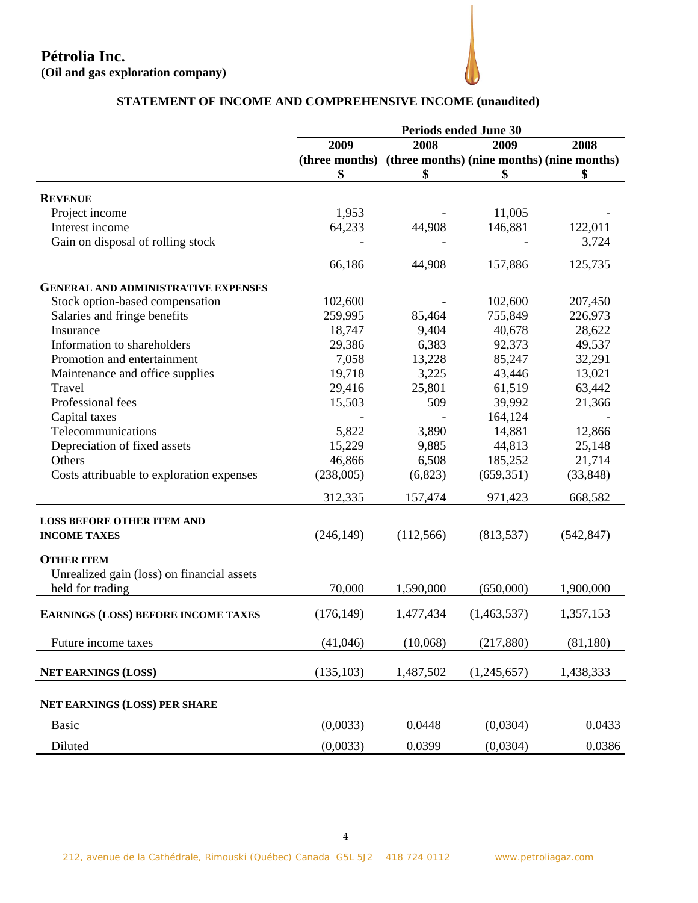# Pétrolia Inc.

**(Oil and gas exploration company)**

## STATEMENT OF INCOME AND COMPREHENSIVE INCOME (unaudited)

| | Periods ended June 30 | | | |
|---|---|---|---|---|
| | 2009 (three months) | 2008 (three months) | 2009 (nine months) | 2008 (nine months) |
| | $ | $ | $ | $ |
| **REVENUE** | | | | |
| Project income | 1,953 | - | 11,005 | - |
| Interest income | 64,233 | 44,908 | 146,881 | 122,011 |
| Gain on disposal of rolling stock | - | - | - | 3,724 |
| | 66,186 | 44,908 | 157,886 | 125,735 |
| **GENERAL AND ADMINISTRATIVE EXPENSES** | | | | |
| Stock option-based compensation | 102,600 | - | 102,600 | 207,450 |
| Salaries and fringe benefits | 259,995 | 85,464 | 755,849 | 226,973 |
| Insurance | 18,747 | 9,404 | 40,678 | 28,622 |
| Information to shareholders | 29,386 | 6,383 | 92,373 | 49,537 |
| Promotion and entertainment | 7,058 | 13,228 | 85,247 | 32,291 |
| Maintenance and office supplies | 19,718 | 3,225 | 43,446 | 13,021 |
| Travel | 29,416 | 25,801 | 61,519 | 63,442 |
| Professional fees | 15,503 | 509 | 39,992 | 21,366 |
| Capital taxes | - | - | 164,124 | - |
| Telecommunications | 5,822 | 3,890 | 14,881 | 12,866 |
| Depreciation of fixed assets | 15,229 | 9,885 | 44,813 | 25,148 |
| Others | 46,866 | 6,508 | 185,252 | 21,714 |
| Costs attribuable to exploration expenses | (238,005) | (6,823) | (659,351) | (33,848) |
| | 312,335 | 157,474 | 971,423 | 668,582 |
| **LOSS BEFORE OTHER ITEM AND INCOME TAXES** | (246,149) | (112,566) | (813,537) | (542,847) |
| **OTHER ITEM** | | | | |
| Unrealized gain (loss) on financial assets held for trading | 70,000 | 1,590,000 | (650,000) | 1,900,000 |
| **EARNINGS (LOSS) BEFORE INCOME TAXES** | (176,149) | 1,477,434 | (1,463,537) | 1,357,153 |
| Future income taxes | (41,046) | (10,068) | (217,880) | (81,180) |
| **NET EARNINGS (LOSS)** | (135,103) | 1,487,502 | (1,245,657) | 1,438,333 |
| **NET EARNINGS (LOSS) PER SHARE** | | | | |
| Basic | (0,0033) | 0.0448 | (0,0304) | 0.0433 |
| Diluted | (0,0033) | 0.0399 | (0,0304) | 0.0386 |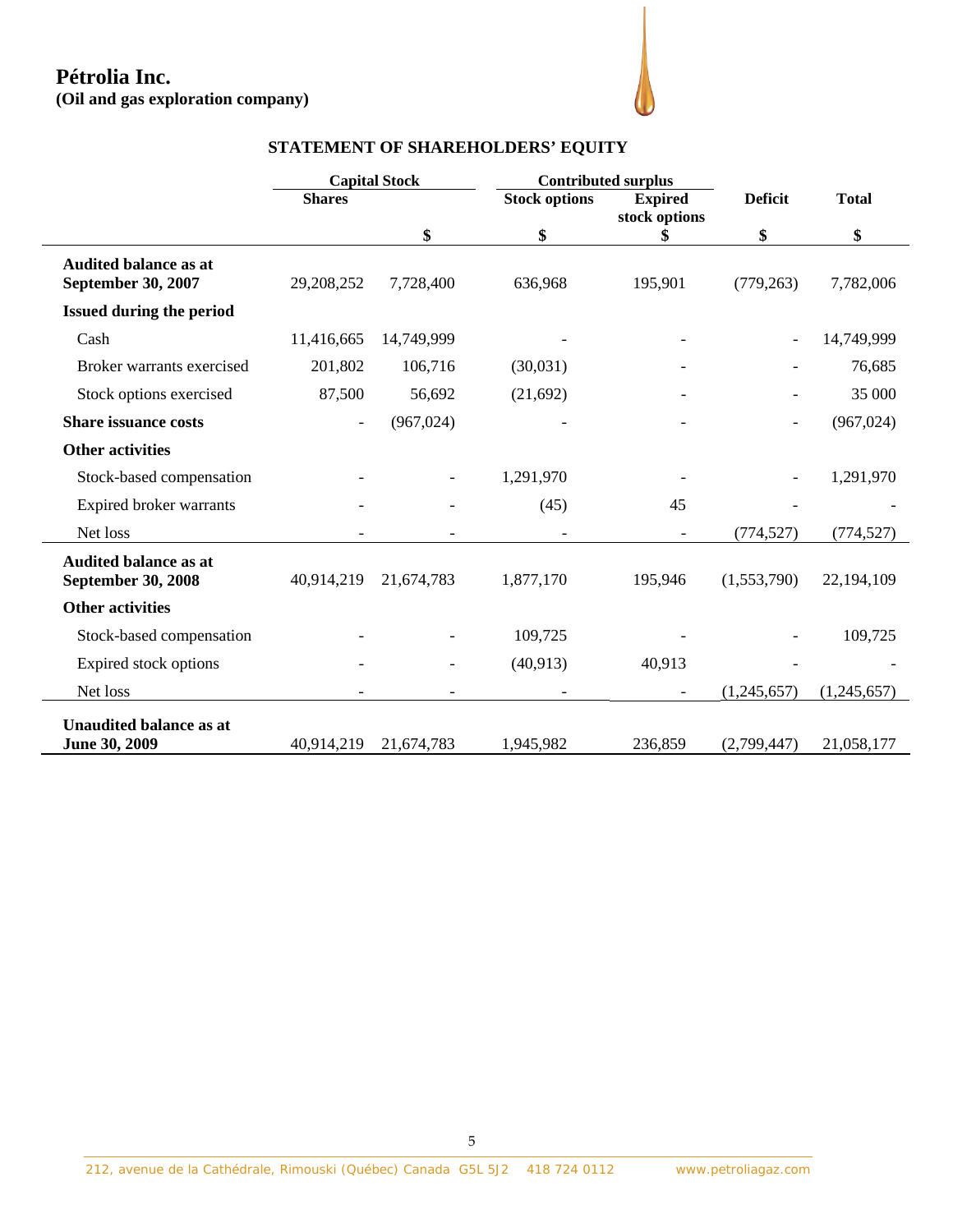**Pétrolia Inc.**
**(Oil and gas exploration company)**

## STATEMENT OF SHAREHOLDERS' EQUITY

| | Capital Stock | | Contributed surplus | | | |
|---|---|---|---|---|---|---|
| | Shares | | Stock options | Expired stock options | Deficit | Total |
| | | $ | $ | $ | $ | $ |
| **Audited balance as at September 30, 2007** | 29,208,252 | 7,728,400 | 636,968 | 195,901 | (779,263) | 7,782,006 |
| **Issued during the period** | | | | | | |
| Cash | 11,416,665 | 14,749,999 | - | - | - | 14,749,999 |
| Broker warrants exercised | 201,802 | 106,716 | (30,031) | - | - | 76,685 |
| Stock options exercised | 87,500 | 56,692 | (21,692) | - | - | 35 000 |
| **Share issuance costs** | - | (967,024) | - | - | - | (967,024) |
| **Other activities** | | | | | | |
| Stock-based compensation | - | - | 1,291,970 | - | - | 1,291,970 |
| Expired broker warrants | - | - | (45) | 45 | - | - |
| Net loss | - | - | - | - | (774,527) | (774,527) |
| **Audited balance as at September 30, 2008** | 40,914,219 | 21,674,783 | 1,877,170 | 195,946 | (1,553,790) | 22,194,109 |
| **Other activities** | | | | | | |
| Stock-based compensation | - | - | 109,725 | - | - | 109,725 |
| Expired stock options | - | - | (40,913) | 40,913 | - | - |
| Net loss | - | - | - | - | (1,245,657) | (1,245,657) |
| **Unaudited balance as at June 30, 2009** | 40,914,219 | 21,674,783 | 1,945,982 | 236,859 | (2,799,447) | 21,058,177 |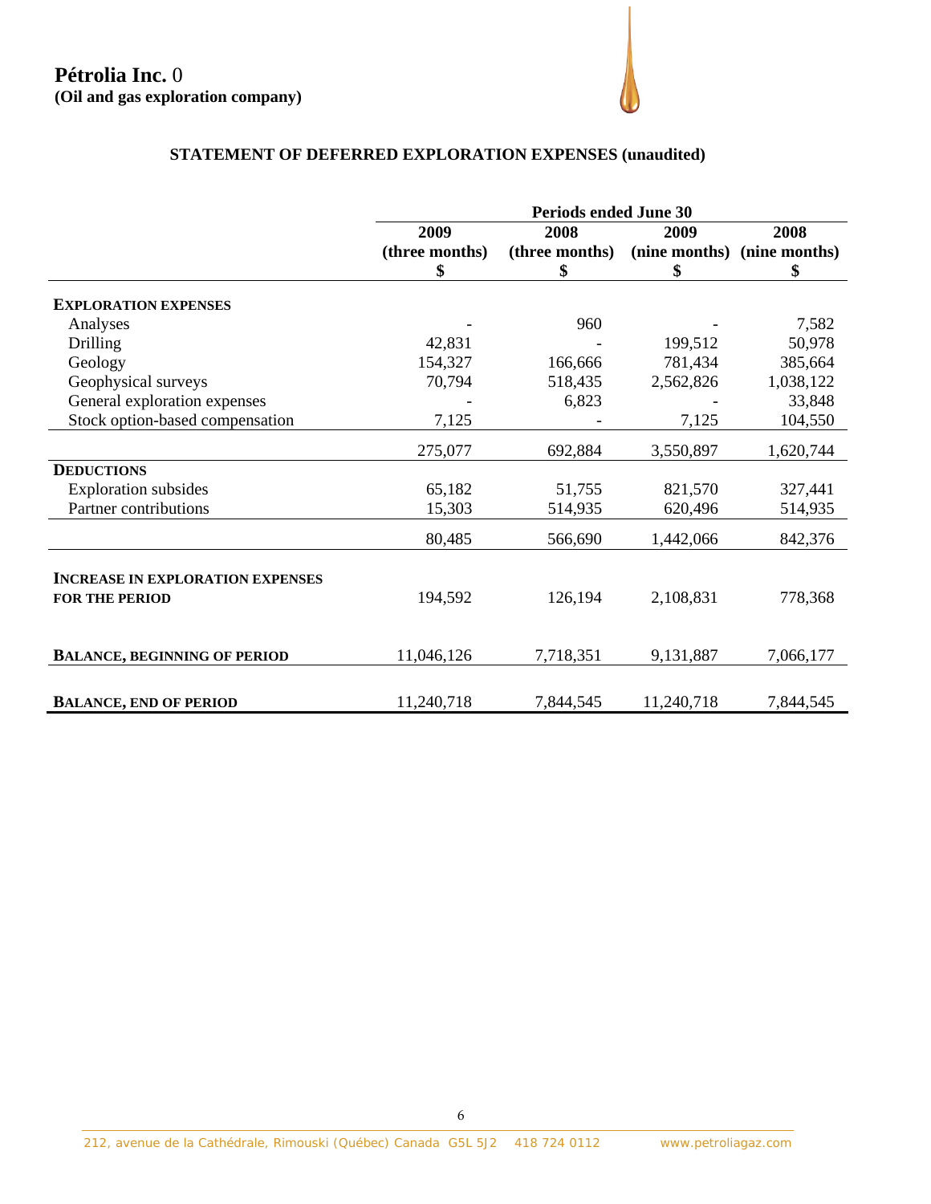**Pétrolia Inc.** 0
**(Oil and gas exploration company)**

## STATEMENT OF DEFERRED EXPLORATION EXPENSES (unaudited)

| | Periods ended June 30 | | | |
|---|---|---|---|---|
| | 2009 (three months) $ | 2008 (three months) $ | 2009 (nine months) $ | 2008 (nine months) $ |
| **EXPLORATION EXPENSES** | | | | |
| Analyses | - | 960 | - | 7,582 |
| Drilling | 42,831 | - | 199,512 | 50,978 |
| Geology | 154,327 | 166,666 | 781,434 | 385,664 |
| Geophysical surveys | 70,794 | 518,435 | 2,562,826 | 1,038,122 |
| General exploration expenses | - | 6,823 | - | 33,848 |
| Stock option-based compensation | 7,125 | - | 7,125 | 104,550 |
| | 275,077 | 692,884 | 3,550,897 | 1,620,744 |
| **DEDUCTIONS** | | | | |
| Exploration subsides | 65,182 | 51,755 | 821,570 | 327,441 |
| Partner contributions | 15,303 | 514,935 | 620,496 | 514,935 |
| | 80,485 | 566,690 | 1,442,066 | 842,376 |
| **INCREASE IN EXPLORATION EXPENSES FOR THE PERIOD** | 194,592 | 126,194 | 2,108,831 | 778,368 |
| **BALANCE, BEGINNING OF PERIOD** | 11,046,126 | 7,718,351 | 9,131,887 | 7,066,177 |
| **BALANCE, END OF PERIOD** | 11,240,718 | 7,844,545 | 11,240,718 | 7,844,545 |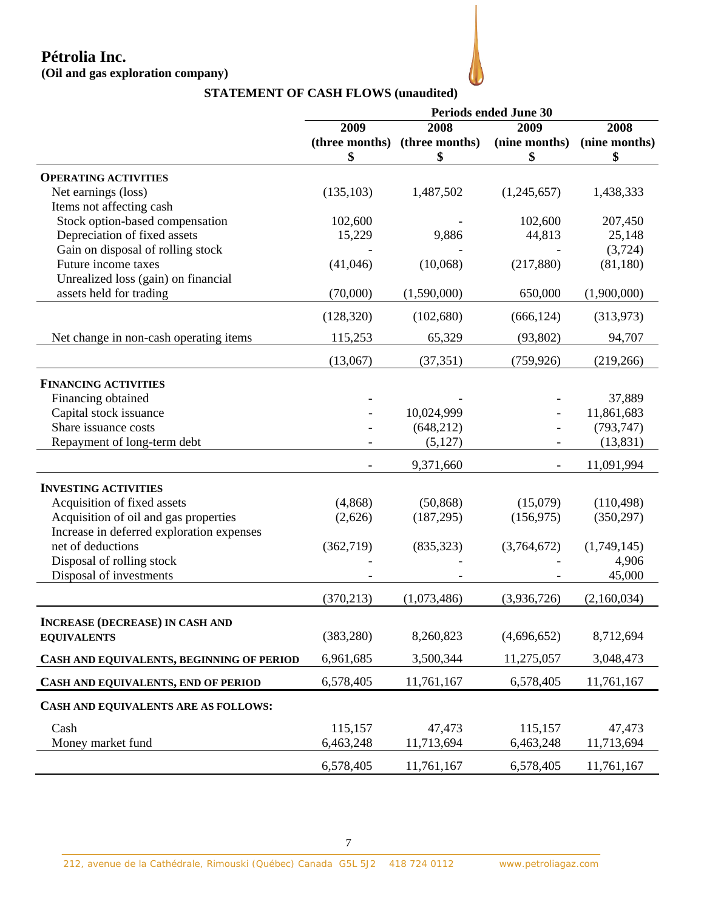# Pétrolia Inc.

**(Oil and gas exploration company)**

## STATEMENT OF CASH FLOWS (unaudited)

| | Periods ended June 30 | | | |
|---|---|---|---|---|
| | 2009 (three months) $ | 2008 (three months) $ | 2009 (nine months) $ | 2008 (nine months) $ |
| **OPERATING ACTIVITIES** | | | | |
| Net earnings (loss) | (135,103) | 1,487,502 | (1,245,657) | 1,438,333 |
| Items not affecting cash | | | | |
| Stock option-based compensation | 102,600 | - | 102,600 | 207,450 |
| Depreciation of fixed assets | 15,229 | 9,886 | 44,813 | 25,148 |
| Gain on disposal of rolling stock | - | - | - | (3,724) |
| Future income taxes | (41,046) | (10,068) | (217,880) | (81,180) |
| Unrealized loss (gain) on financial assets held for trading | (70,000) | (1,590,000) | 650,000 | (1,900,000) |
| | (128,320) | (102,680) | (666,124) | (313,973) |
| Net change in non-cash operating items | 115,253 | 65,329 | (93,802) | 94,707 |
| | (13,067) | (37,351) | (759,926) | (219,266) |
| **FINANCING ACTIVITIES** | | | | |
| Financing obtained | - | - | - | 37,889 |
| Capital stock issuance | - | 10,024,999 | - | 11,861,683 |
| Share issuance costs | - | (648,212) | - | (793,747) |
| Repayment of long-term debt | - | (5,127) | - | (13,831) |
| | - | 9,371,660 | - | 11,091,994 |
| **INVESTING ACTIVITIES** | | | | |
| Acquisition of fixed assets | (4,868) | (50,868) | (15,079) | (110,498) |
| Acquisition of oil and gas properties | (2,626) | (187,295) | (156,975) | (350,297) |
| Increase in deferred exploration expenses net of deductions | (362,719) | (835,323) | (3,764,672) | (1,749,145) |
| Disposal of rolling stock | - | - | - | 4,906 |
| Disposal of investments | - | - | - | 45,000 |
| | (370,213) | (1,073,486) | (3,936,726) | (2,160,034) |
| **INCREASE (DECREASE) IN CASH AND EQUIVALENTS** | (383,280) | 8,260,823 | (4,696,652) | 8,712,694 |
| **CASH AND EQUIVALENTS, BEGINNING OF PERIOD** | 6,961,685 | 3,500,344 | 11,275,057 | 3,048,473 |
| **CASH AND EQUIVALENTS, END OF PERIOD** | 6,578,405 | 11,761,167 | 6,578,405 | 11,761,167 |
| **CASH AND EQUIVALENTS ARE AS FOLLOWS:** | | | | |
| Cash | 115,157 | 47,473 | 115,157 | 47,473 |
| Money market fund | 6,463,248 | 11,713,694 | 6,463,248 | 11,713,694 |
| | 6,578,405 | 11,761,167 | 6,578,405 | 11,761,167 |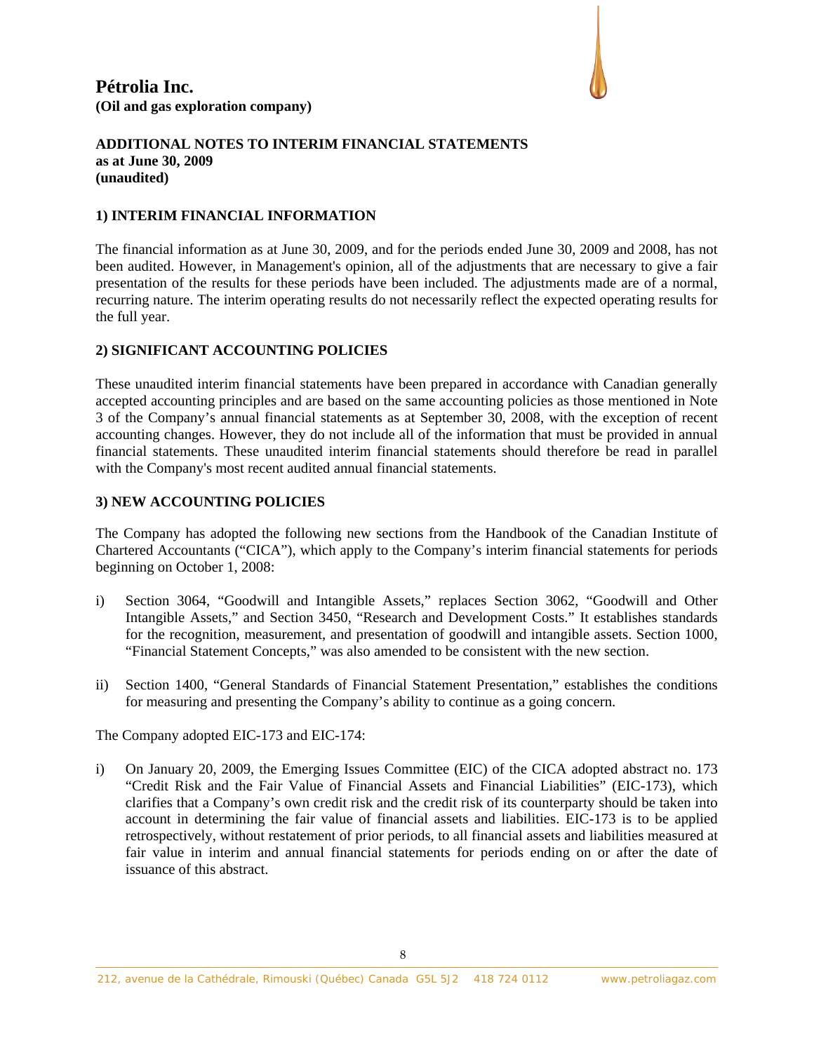**Pétrolia Inc.**
**(Oil and gas exploration company)**

**ADDITIONAL NOTES TO INTERIM FINANCIAL STATEMENTS**
**as at June 30, 2009**
**(unaudited)**

## 1) INTERIM FINANCIAL INFORMATION

The financial information as at June 30, 2009, and for the periods ended June 30, 2009 and 2008, has not been audited. However, in Management's opinion, all of the adjustments that are necessary to give a fair presentation of the results for these periods have been included. The adjustments made are of a normal, recurring nature. The interim operating results do not necessarily reflect the expected operating results for the full year.

## 2) SIGNIFICANT ACCOUNTING POLICIES

These unaudited interim financial statements have been prepared in accordance with Canadian generally accepted accounting principles and are based on the same accounting policies as those mentioned in Note 3 of the Company's annual financial statements as at September 30, 2008, with the exception of recent accounting changes. However, they do not include all of the information that must be provided in annual financial statements. These unaudited interim financial statements should therefore be read in parallel with the Company's most recent audited annual financial statements.

## 3) NEW ACCOUNTING POLICIES

The Company has adopted the following new sections from the Handbook of the Canadian Institute of Chartered Accountants ("CICA"), which apply to the Company's interim financial statements for periods beginning on October 1, 2008:

i) Section 3064, "Goodwill and Intangible Assets," replaces Section 3062, "Goodwill and Other Intangible Assets," and Section 3450, "Research and Development Costs." It establishes standards for the recognition, measurement, and presentation of goodwill and intangible assets. Section 1000, "Financial Statement Concepts," was also amended to be consistent with the new section.

ii) Section 1400, "General Standards of Financial Statement Presentation," establishes the conditions for measuring and presenting the Company's ability to continue as a going concern.

The Company adopted EIC-173 and EIC-174:

i) On January 20, 2009, the Emerging Issues Committee (EIC) of the CICA adopted abstract no. 173 "Credit Risk and the Fair Value of Financial Assets and Financial Liabilities" (EIC-173), which clarifies that a Company's own credit risk and the credit risk of its counterparty should be taken into account in determining the fair value of financial assets and liabilities. EIC-173 is to be applied retrospectively, without restatement of prior periods, to all financial assets and liabilities measured at fair value in interim and annual financial statements for periods ending on or after the date of issuance of this abstract.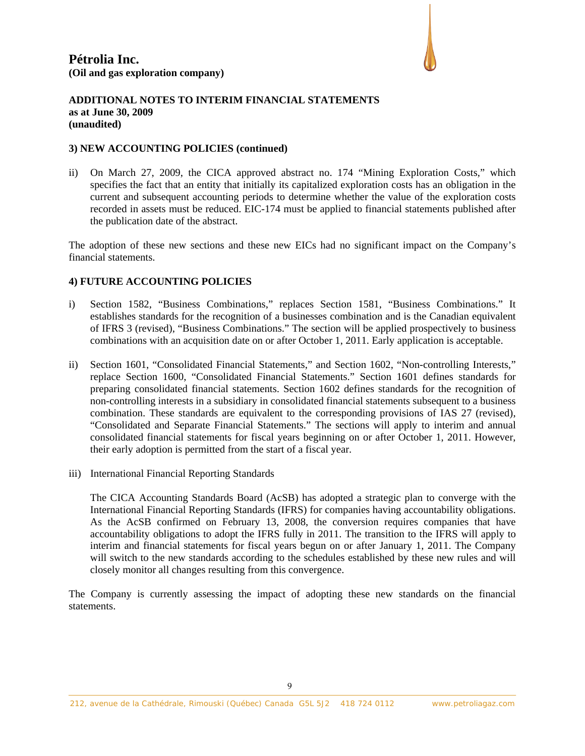**Pétrolia Inc.**
**(Oil and gas exploration company)**

**ADDITIONAL NOTES TO INTERIM FINANCIAL STATEMENTS**
**as at June 30, 2009**
**(unaudited)**

**3) NEW ACCOUNTING POLICIES (continued)**

ii) On March 27, 2009, the CICA approved abstract no. 174 "Mining Exploration Costs," which specifies the fact that an entity that initially its capitalized exploration costs has an obligation in the current and subsequent accounting periods to determine whether the value of the exploration costs recorded in assets must be reduced. EIC-174 must be applied to financial statements published after the publication date of the abstract.

The adoption of these new sections and these new EICs had no significant impact on the Company's financial statements.

**4) FUTURE ACCOUNTING POLICIES**

i) Section 1582, "Business Combinations," replaces Section 1581, "Business Combinations." It establishes standards for the recognition of a businesses combination and is the Canadian equivalent of IFRS 3 (revised), "Business Combinations." The section will be applied prospectively to business combinations with an acquisition date on or after October 1, 2011. Early application is acceptable.

ii) Section 1601, "Consolidated Financial Statements," and Section 1602, "Non-controlling Interests," replace Section 1600, "Consolidated Financial Statements." Section 1601 defines standards for preparing consolidated financial statements. Section 1602 defines standards for the recognition of non-controlling interests in a subsidiary in consolidated financial statements subsequent to a business combination. These standards are equivalent to the corresponding provisions of IAS 27 (revised), "Consolidated and Separate Financial Statements." The sections will apply to interim and annual consolidated financial statements for fiscal years beginning on or after October 1, 2011. However, their early adoption is permitted from the start of a fiscal year.

iii) International Financial Reporting Standards

The CICA Accounting Standards Board (AcSB) has adopted a strategic plan to converge with the International Financial Reporting Standards (IFRS) for companies having accountability obligations. As the AcSB confirmed on February 13, 2008, the conversion requires companies that have accountability obligations to adopt the IFRS fully in 2011. The transition to the IFRS will apply to interim and financial statements for fiscal years begun on or after January 1, 2011. The Company will switch to the new standards according to the schedules established by these new rules and will closely monitor all changes resulting from this convergence.

The Company is currently assessing the impact of adopting these new standards on the financial statements.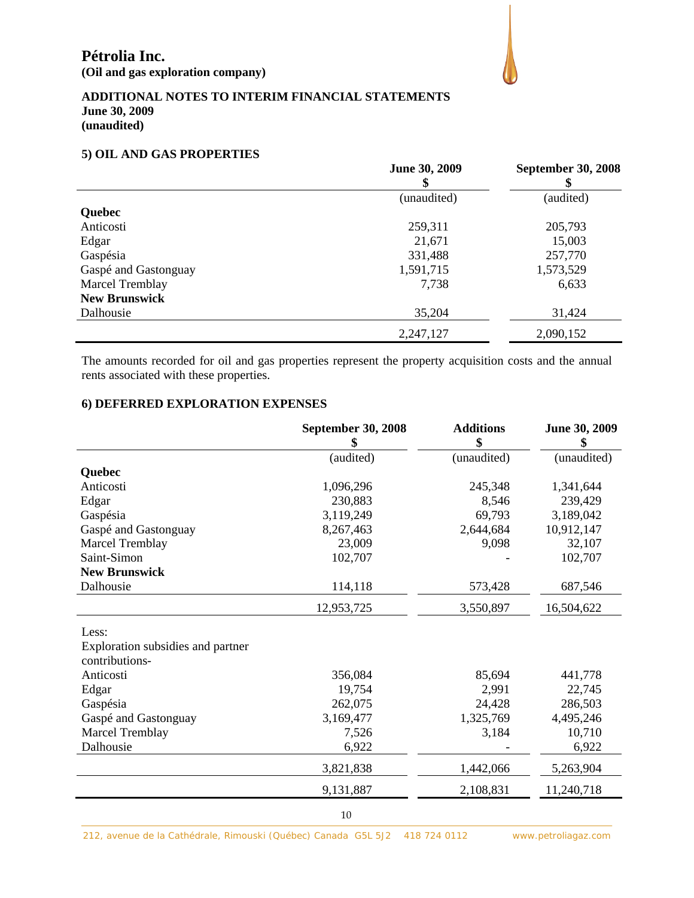**Pétrolia Inc.**
**(Oil and gas exploration company)**

**ADDITIONAL NOTES TO INTERIM FINANCIAL STATEMENTS**
**June 30, 2009**
**(unaudited)**

### 5) OIL AND GAS PROPERTIES

| | June 30, 2009<br>$ | September 30, 2008<br>$ |
|---|---|---|
| | (unaudited) | (audited) |
| **Quebec** | | |
| Anticosti | 259,311 | 205,793 |
| Edgar | 21,671 | 15,003 |
| Gaspésia | 331,488 | 257,770 |
| Gaspé and Gastonguay | 1,591,715 | 1,573,529 |
| Marcel Tremblay | 7,738 | 6,633 |
| **New Brunswick** | | |
| Dalhousie | 35,204 | 31,424 |
| | 2,247,127 | 2,090,152 |

The amounts recorded for oil and gas properties represent the property acquisition costs and the annual rents associated with these properties.

### 6) DEFERRED EXPLORATION EXPENSES

| | September 30, 2008<br>$ | Additions<br>$ | June 30, 2009<br>$ |
|---|---|---|---|
| | (audited) | (unaudited) | (unaudited) |
| **Quebec** | | | |
| Anticosti | 1,096,296 | 245,348 | 1,341,644 |
| Edgar | 230,883 | 8,546 | 239,429 |
| Gaspésia | 3,119,249 | 69,793 | 3,189,042 |
| Gaspé and Gastonguay | 8,267,463 | 2,644,684 | 10,912,147 |
| Marcel Tremblay | 23,009 | 9,098 | 32,107 |
| Saint-Simon | 102,707 | - | 102,707 |
| **New Brunswick** | | | |
| Dalhousie | 114,118 | 573,428 | 687,546 |
| | 12,953,725 | 3,550,897 | 16,504,622 |
| Less: | | | |
| Exploration subsidies and partner contributions- | | | |
| Anticosti | 356,084 | 85,694 | 441,778 |
| Edgar | 19,754 | 2,991 | 22,745 |
| Gaspésia | 262,075 | 24,428 | 286,503 |
| Gaspé and Gastonguay | 3,169,477 | 1,325,769 | 4,495,246 |
| Marcel Tremblay | 7,526 | 3,184 | 10,710 |
| Dalhousie | 6,922 | - | 6,922 |
| | 3,821,838 | 1,442,066 | 5,263,904 |
| | 9,131,887 | 2,108,831 | 11,240,718 |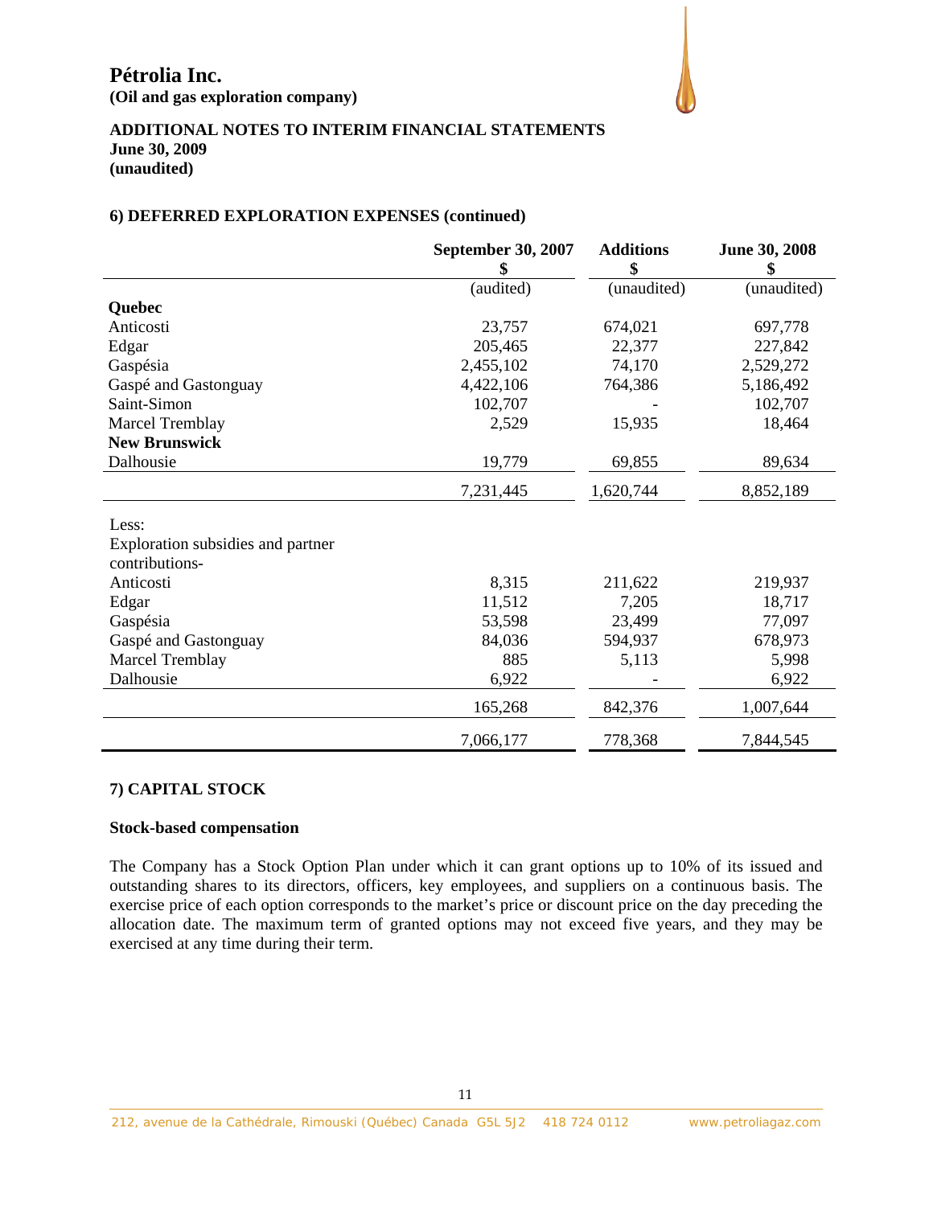**Pétrolia Inc.**
**(Oil and gas exploration company)**

**ADDITIONAL NOTES TO INTERIM FINANCIAL STATEMENTS**
**June 30, 2009**
**(unaudited)**

### 6) DEFERRED EXPLORATION EXPENSES (continued)

| | September 30, 2007 $ | Additions $ | June 30, 2008 $ |
|---|---|---|---|
| | (audited) | (unaudited) | (unaudited) |
| **Quebec** | | | |
| Anticosti | 23,757 | 674,021 | 697,778 |
| Edgar | 205,465 | 22,377 | 227,842 |
| Gaspésia | 2,455,102 | 74,170 | 2,529,272 |
| Gaspé and Gastonguay | 4,422,106 | 764,386 | 5,186,492 |
| Saint-Simon | 102,707 | - | 102,707 |
| Marcel Tremblay | 2,529 | 15,935 | 18,464 |
| **New Brunswick** | | | |
| Dalhousie | 19,779 | 69,855 | 89,634 |
| | 7,231,445 | 1,620,744 | 8,852,189 |
| Less: | | | |
| Exploration subsidies and partner contributions- | | | |
| Anticosti | 8,315 | 211,622 | 219,937 |
| Edgar | 11,512 | 7,205 | 18,717 |
| Gaspésia | 53,598 | 23,499 | 77,097 |
| Gaspé and Gastonguay | 84,036 | 594,937 | 678,973 |
| Marcel Tremblay | 885 | 5,113 | 5,998 |
| Dalhousie | 6,922 | - | 6,922 |
| | 165,268 | 842,376 | 1,007,644 |
| | 7,066,177 | 778,368 | 7,844,545 |

### 7) CAPITAL STOCK

**Stock-based compensation**

The Company has a Stock Option Plan under which it can grant options up to 10% of its issued and outstanding shares to its directors, officers, key employees, and suppliers on a continuous basis. The exercise price of each option corresponds to the market's price or discount price on the day preceding the allocation date. The maximum term of granted options may not exceed five years, and they may be exercised at any time during their term.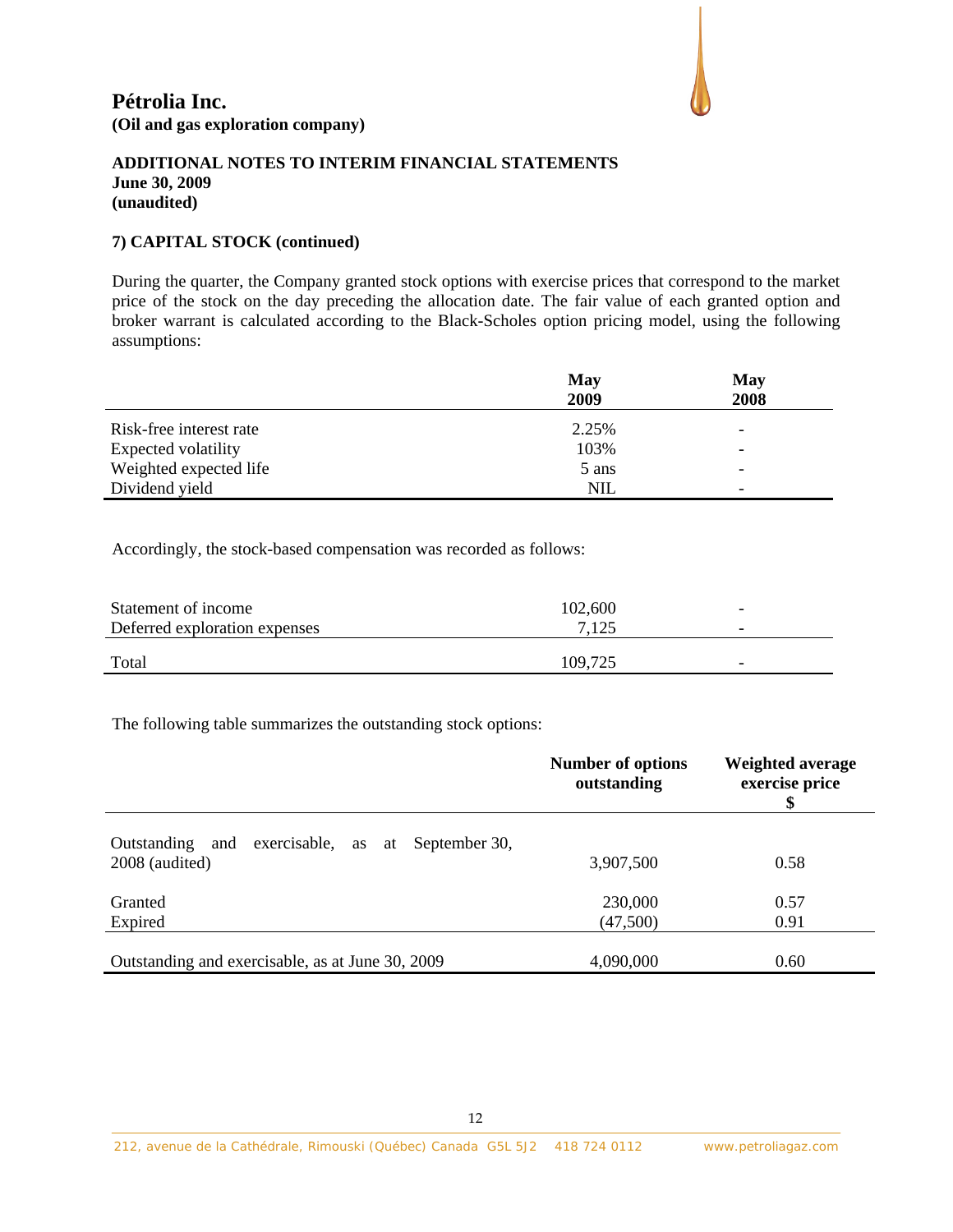# Pétrolia Inc.

**(Oil and gas exploration company)**

**ADDITIONAL NOTES TO INTERIM FINANCIAL STATEMENTS**
**June 30, 2009**
**(unaudited)**

## 7) CAPITAL STOCK (continued)

During the quarter, the Company granted stock options with exercise prices that correspond to the market price of the stock on the day preceding the allocation date. The fair value of each granted option and broker warrant is calculated according to the Black-Scholes option pricing model, using the following assumptions:

| | **May 2009** | **May 2008** |
|---|---|---|
| Risk-free interest rate | 2.25% | - |
| Expected volatility | 103% | - |
| Weighted expected life | 5 ans | - |
| Dividend yield | NIL | - |

Accordingly, the stock-based compensation was recorded as follows:

| | | |
|---|---|---|
| Statement of income | 102,600 | - |
| Deferred exploration expenses | 7,125 | - |
| Total | 109,725 | - |

The following table summarizes the outstanding stock options:

| | **Number of options outstanding** | **Weighted average exercise price $** |
|---|---|---|
| Outstanding and exercisable, as at September 30, 2008 (audited) | 3,907,500 | 0.58 |
| Granted | 230,000 | 0.57 |
| Expired | (47,500) | 0.91 |
| Outstanding and exercisable, as at June 30, 2009 | 4,090,000 | 0.60 |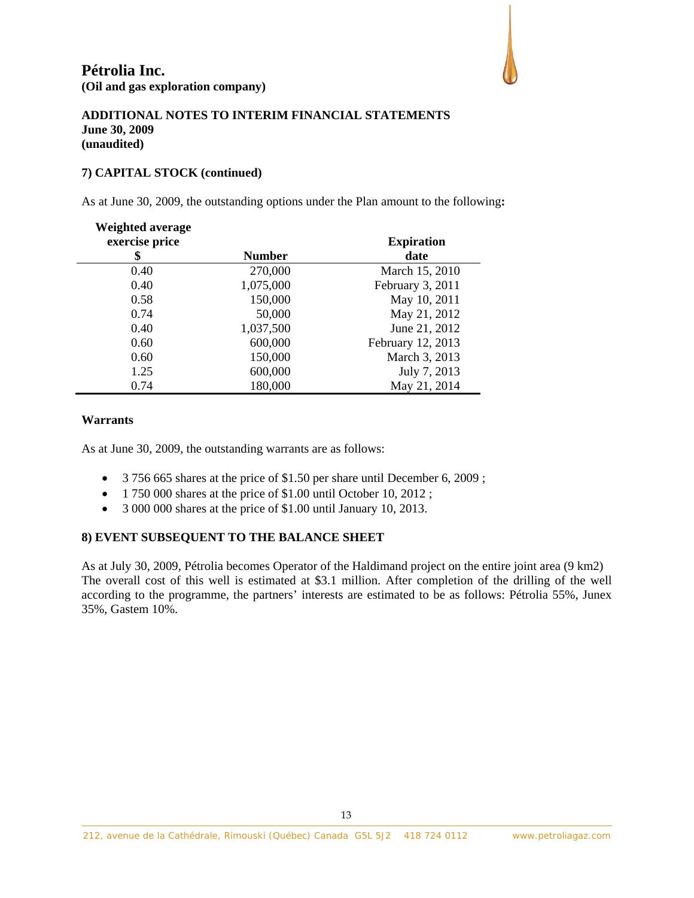# Pétrolia Inc.

**(Oil and gas exploration company)**

**ADDITIONAL NOTES TO INTERIM FINANCIAL STATEMENTS**
**June 30, 2009**
**(unaudited)**

## 7) CAPITAL STOCK (continued)

As at June 30, 2009, the outstanding options under the Plan amount to the following**:**

| Weighted average exercise price $ | Number | Expiration date |
|---|---|---|
| 0.40 | 270,000 | March 15, 2010 |
| 0.40 | 1,075,000 | February 3, 2011 |
| 0.58 | 150,000 | May 10, 2011 |
| 0.74 | 50,000 | May 21, 2012 |
| 0.40 | 1,037,500 | June 21, 2012 |
| 0.60 | 600,000 | February 12, 2013 |
| 0.60 | 150,000 | March 3, 2013 |
| 1.25 | 600,000 | July 7, 2013 |
| 0.74 | 180,000 | May 21, 2014 |

### Warrants

As at June 30, 2009, the outstanding warrants are as follows:

- 3 756 665 shares at the price of $1.50 per share until December 6, 2009 ;
- 1 750 000 shares at the price of $1.00 until October 10, 2012 ;
- 3 000 000 shares at the price of $1.00 until January 10, 2013.

## 8) EVENT SUBSEQUENT TO THE BALANCE SHEET

As at July 30, 2009, Pétrolia becomes Operator of the Haldimand project on the entire joint area (9 km2) The overall cost of this well is estimated at $3.1 million. After completion of the drilling of the well according to the programme, the partners' interests are estimated to be as follows: Pétrolia 55%, Junex 35%, Gastem 10%.